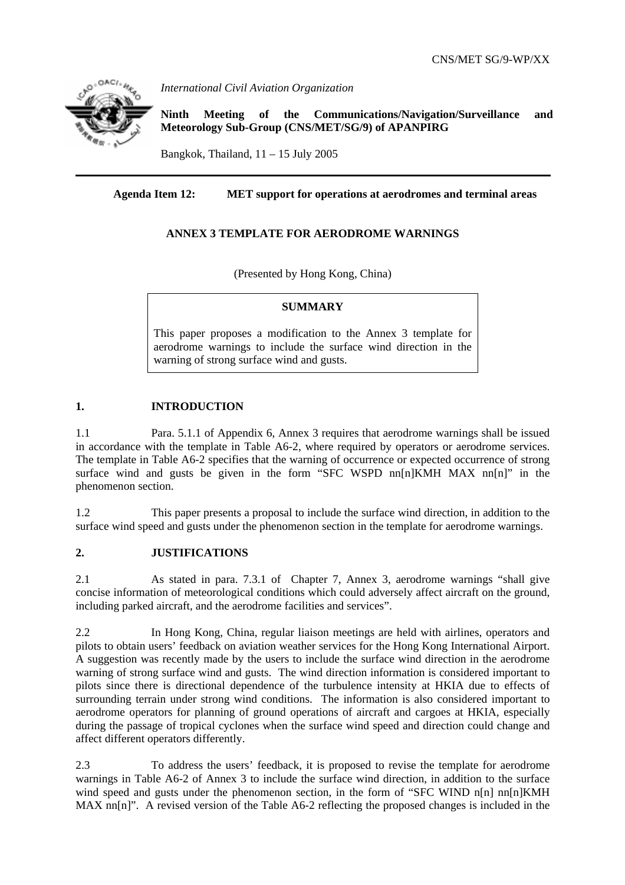CNS/MET SG/9-WP/XX

*International Civil Aviation Organization*

**Ninth Meeting of the Communications/Navigation/Surveillance and Meteorology Sub-Group (CNS/MET/SG/9) of APANPIRG**

Bangkok, Thailand, 11 – 15 July 2005

---

**Agenda Item 12: MET support for operations at aerodromes and terminal areas**

**ANNEX 3 TEMPLATE FOR AERODROME WARNINGS**

(Presented by Hong Kong, China)

> **SUMMARY**
>
> This paper proposes a modification to the Annex 3 template for aerodrome warnings to include the surface wind direction in the warning of strong surface wind and gusts.

## 1. INTRODUCTION

1.1 Para. 5.1.1 of Appendix 6, Annex 3 requires that aerodrome warnings shall be issued in accordance with the template in Table A6-2, where required by operators or aerodrome services. The template in Table A6-2 specifies that the warning of occurrence or expected occurrence of strong surface wind and gusts be given in the form "SFC WSPD nn[n]KMH MAX nn[n]" in the phenomenon section.

1.2 This paper presents a proposal to include the surface wind direction, in addition to the surface wind speed and gusts under the phenomenon section in the template for aerodrome warnings.

## 2. JUSTIFICATIONS

2.1 As stated in para. 7.3.1 of Chapter 7, Annex 3, aerodrome warnings "shall give concise information of meteorological conditions which could adversely affect aircraft on the ground, including parked aircraft, and the aerodrome facilities and services".

2.2 In Hong Kong, China, regular liaison meetings are held with airlines, operators and pilots to obtain users' feedback on aviation weather services for the Hong Kong International Airport. A suggestion was recently made by the users to include the surface wind direction in the aerodrome warning of strong surface wind and gusts. The wind direction information is considered important to pilots since there is directional dependence of the turbulence intensity at HKIA due to effects of surrounding terrain under strong wind conditions. The information is also considered important to aerodrome operators for planning of ground operations of aircraft and cargoes at HKIA, especially during the passage of tropical cyclones when the surface wind speed and direction could change and affect different operators differently.

2.3 To address the users' feedback, it is proposed to revise the template for aerodrome warnings in Table A6-2 of Annex 3 to include the surface wind direction, in addition to the surface wind speed and gusts under the phenomenon section, in the form of "SFC WIND n[n] nn[n]KMH MAX nn[n]". A revised version of the Table A6-2 reflecting the proposed changes is included in the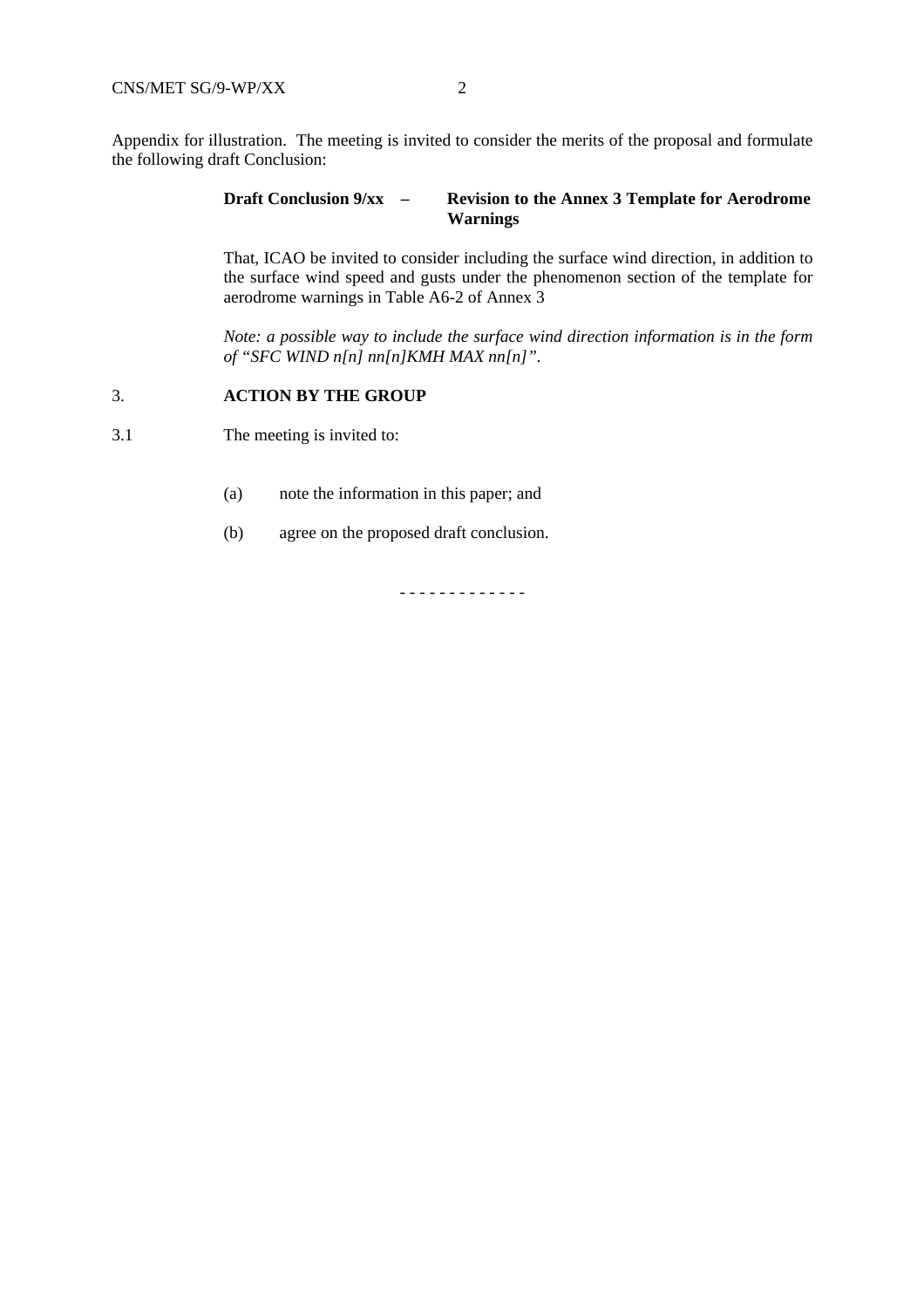Appendix for illustration. The meeting is invited to consider the merits of the proposal and formulate the following draft Conclusion:

> **Draft Conclusion 9/xx – Revision to the Annex 3 Template for Aerodrome Warnings**
>
> That, ICAO be invited to consider including the surface wind direction, in addition to the surface wind speed and gusts under the phenomenon section of the template for aerodrome warnings in Table A6-2 of Annex 3
>
> *Note: a possible way to include the surface wind direction information is in the form of "SFC WIND n[n] nn[n]KMH MAX nn[n]".*

## 3. ACTION BY THE GROUP

3.1 The meeting is invited to:

(a) note the information in this paper; and

(b) agree on the proposed draft conclusion.

- - - - - - - - - - - - -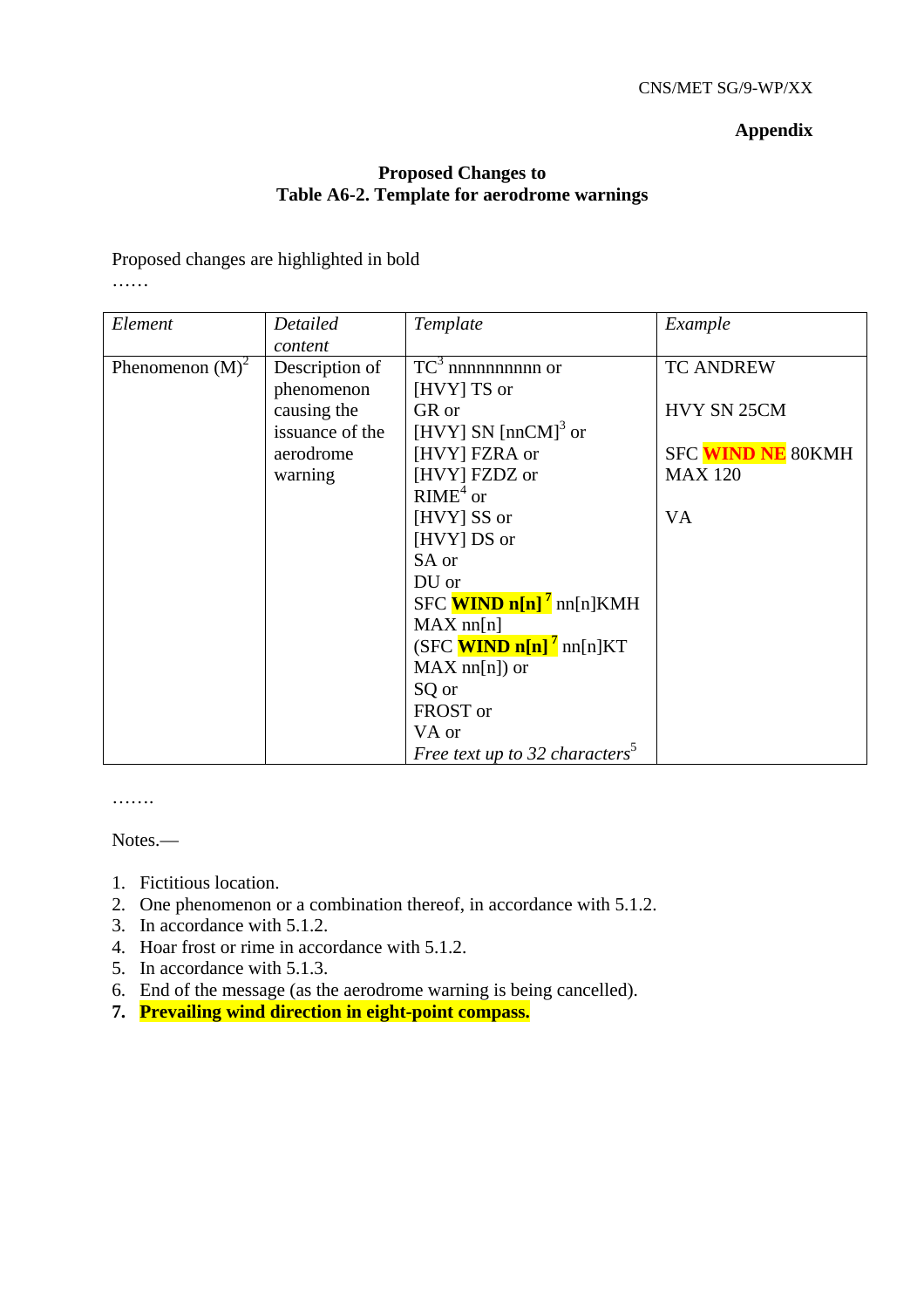CNS/MET SG/9-WP/XX

**Appendix**

**Proposed Changes to**
**Table A6-2. Template for aerodrome warnings**

Proposed changes are highlighted in bold

……

| *Element* | *Detailed content* | *Template* | *Example* |
|---|---|---|---|
| Phenomenon (M)[2] | Description of phenomenon causing the issuance of the aerodrome warning | TC[3] nnnnnnnnnn or<br>[HVY] TS or<br>GR or<br>[HVY] SN [nnCM][3] or<br>[HVY] FZRA or<br>[HVY] FZDZ or<br>RIME[4] or<br>[HVY] SS or<br>[HVY] DS or<br>SA or<br>DU or<br>SFC **WIND n[n]** [7] nn[n]KMH MAX nn[n]<br>(SFC **WIND n[n]** [7] nn[n]KT MAX nn[n]) or<br>SQ or<br>FROST or<br>VA or<br>*Free text up to 32 characters*[5] | TC ANDREW<br><br>HVY SN 25CM<br><br>SFC **WIND NE** 80KMH MAX 120<br><br>VA |

…….

Notes.—

1. Fictitious location.
2. One phenomenon or a combination thereof, in accordance with 5.1.2.
3. In accordance with 5.1.2.
4. Hoar frost or rime in accordance with 5.1.2.
5. In accordance with 5.1.3.
6. End of the message (as the aerodrome warning is being cancelled).
7. **Prevailing wind direction in eight-point compass.**